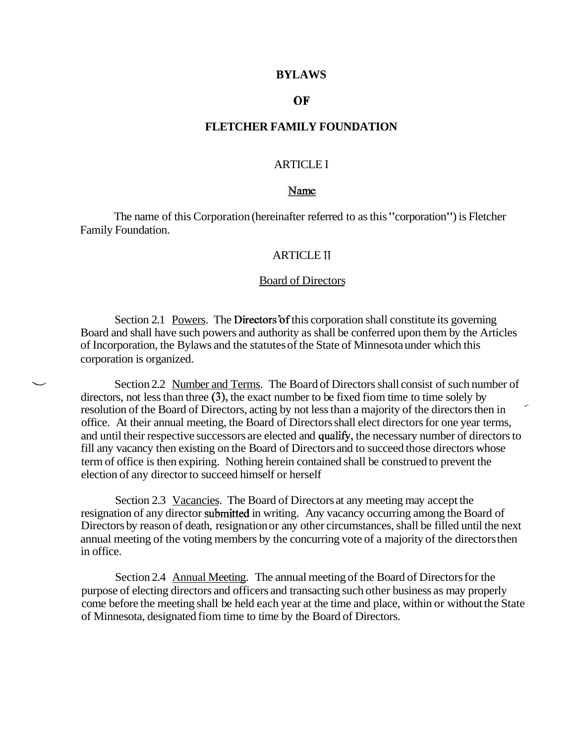# BYLAWS

# OF

# FLETCHER FAMILY FOUNDATION

## ARTICLE I

### Name

The name of this Corporation (hereinafter referred to as this "corporation") is Fletcher Family Foundation.

## ARTICLE II

### Board of Directors

Section 2.1 Powers. The Directors of this corporation shall constitute its governing Board and shall have such powers and authority as shall be conferred upon them by the Articles of Incorporation, the Bylaws and the statutes of the State of Minnesota under which this corporation is organized.

Section 2.2 Number and Terms. The Board of Directors shall consist of such number of directors, not less than three (3), the exact number to be fixed fiom time to time solely by resolution of the Board of Directors, acting by not less than a majority of the directors then in office. At their annual meeting, the Board of Directors shall elect directors for one year terms, and until their respective successors are elected and qualify, the necessary number of directors to fill any vacancy then existing on the Board of Directors and to succeed those directors whose term of office is then expiring. Nothing herein contained shall be construed to prevent the election of any director to succeed himself or herself

Section 2.3 Vacancies. The Board of Directors at any meeting may accept the resignation of any director submitted in writing. Any vacancy occurring among the Board of Directors by reason of death, resignation or any other circumstances, shall be filled until the next annual meeting of the voting members by the concurring vote of a majority of the directors then in office.

Section 2.4 Annual Meeting. The annual meeting of the Board of Directors for the purpose of electing directors and officers and transacting such other business as may properly come before the meeting shall be held each year at the time and place, within or without the State of Minnesota, designated fiom time to time by the Board of Directors.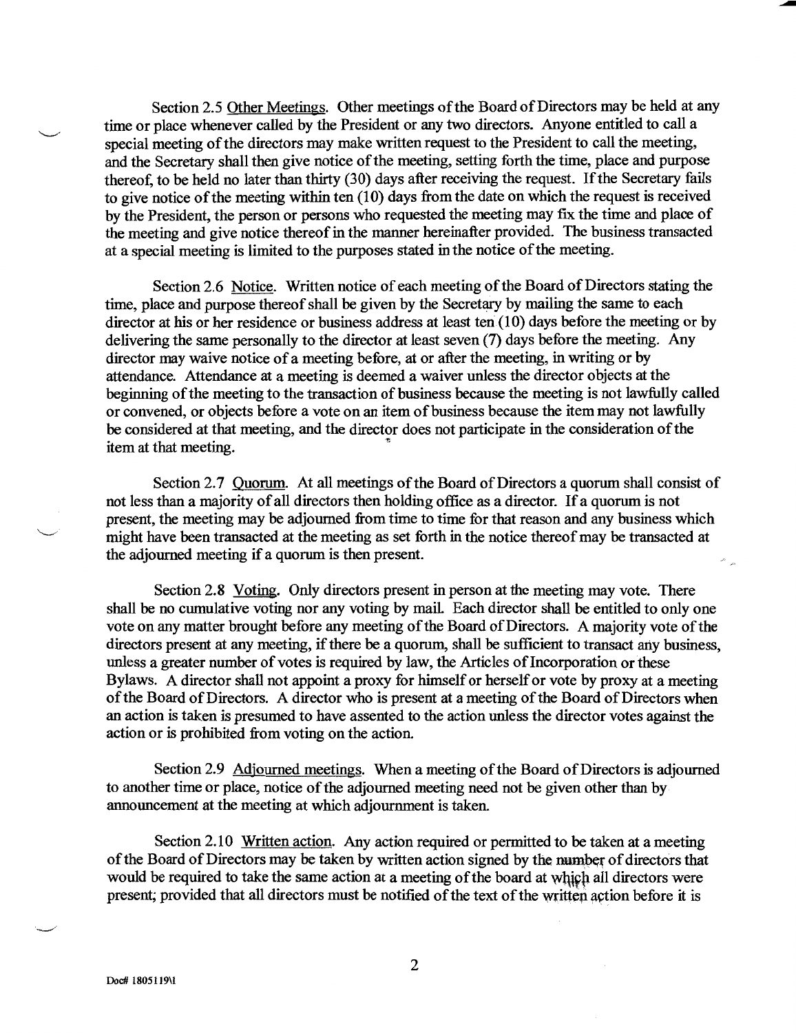Section 2.5 <u>Other Meetings</u>. Other meetings of the Board of Directors may be held at any time or place whenever called by the President or any two directors. Anyone entitled to call a special meeting of the directors may make written request to the President to call the meeting, and the Secretary shall then give notice of the meeting, setting forth the time, place and purpose thereof, to be held no later than thirty (30) days after receiving the request. If the Secretary fails to give notice of the meeting within ten (10) days from the date on which the request is received by the President, the person or persons who requested the meeting may fix the time and place of the meeting and give notice thereof in the manner hereinafter provided. The business transacted at a special meeting is limited to the purposes stated in the notice of the meeting.

Section 2.6 <u>Notice</u>. Written notice of each meeting of the Board of Directors stating the time, place and purpose thereof shall be given by the Secretary by mailing the same to each director at his or her residence or business address at least ten (10) days before the meeting or by delivering the same personally to the director at least seven (7) days before the meeting. Any director may waive notice of a meeting before, at or after the meeting, in writing or by attendance. Attendance at a meeting is deemed a waiver unless the director objects at the beginning of the meeting to the transaction of business because the meeting is not lawfully called or convened, or objects before a vote on an item of business because the item may not lawfully be considered at that meeting, and the director does not participate in the consideration of the item at that meeting.

Section 2.7 <u>Quorum</u>. At all meetings of the Board of Directors a quorum shall consist of not less than a majority of all directors then holding office as a director. If a quorum is not present, the meeting may be adjourned from time to time for that reason and any business which might have been transacted at the meeting as set forth in the notice thereof may be transacted at the adjourned meeting if a quorum is then present.

Section 2.8 <u>Voting</u>. Only directors present in person at the meeting may vote. There shall be no cumulative voting nor any voting by mail. Each director shall be entitled to only one vote on any matter brought before any meeting of the Board of Directors. A majority vote of the directors present at any meeting, if there be a quorum, shall be sufficient to transact any business, unless a greater number of votes is required by law, the Articles of Incorporation or these Bylaws. A director shall not appoint a proxy for himself or herself or vote by proxy at a meeting of the Board of Directors. A director who is present at a meeting of the Board of Directors when an action is taken is presumed to have assented to the action unless the director votes against the action or is prohibited from voting on the action.

Section 2.9 <u>Adjourned meetings</u>. When a meeting of the Board of Directors is adjourned to another time or place, notice of the adjourned meeting need not be given other than by announcement at the meeting at which adjournment is taken.

Section 2.10 <u>Written action</u>. Any action required or permitted to be taken at a meeting of the Board of Directors may be taken by written action signed by the number of directors that would be required to take the same action at a meeting of the board at which all directors were present; provided that all directors must be notified of the text of the written action before it is

Doc# 1805119\1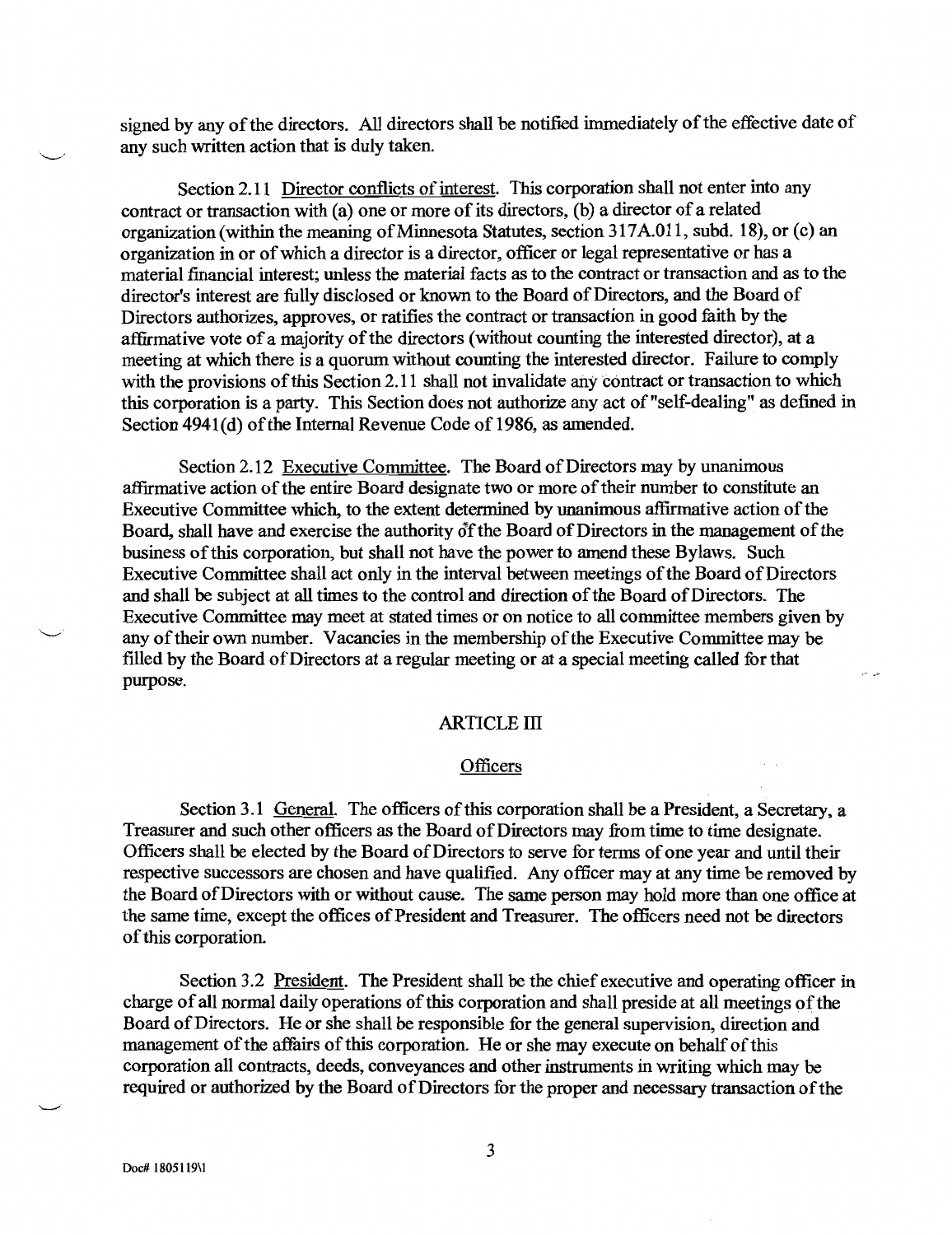signed by any of the directors. All directors shall be notified immediately of the effective date of any such written action that is duly taken.

Section 2.11 Director conflicts of interest. This corporation shall not enter into any contract or transaction with (a) one or more of its directors, (b) a director of a related organization (within the meaning of Minnesota Statutes, section 317A.011, subd. 18), or (c) an organization in or of which a director is a director, officer or legal representative or has a material financial interest; unless the material facts as to the contract or transaction and as to the director's interest are fully disclosed or known to the Board of Directors, and the Board of Directors authorizes, approves, or ratifies the contract or transaction in good faith by the affirmative vote of a majority of the directors (without counting the interested director), at a meeting at which there is a quorum without counting the interested director. Failure to comply with the provisions of this Section 2.11 shall not invalidate any contract or transaction to which this corporation is a party. This Section does not authorize any act of "self-dealing" as defined in Section 4941(d) of the Internal Revenue Code of 1986, as amended.

Section 2.12 Executive Committee. The Board of Directors may by unanimous affirmative action of the entire Board designate two or more of their number to constitute an Executive Committee which, to the extent determined by unanimous affirmative action of the Board, shall have and exercise the authority of the Board of Directors in the management of the business of this corporation, but shall not have the power to amend these Bylaws. Such Executive Committee shall act only in the interval between meetings of the Board of Directors and shall be subject at all times to the control and direction of the Board of Directors. The Executive Committee may meet at stated times or on notice to all committee members given by any of their own number. Vacancies in the membership of the Executive Committee may be filled by the Board of Directors at a regular meeting or at a special meeting called for that purpose.

## ARTICLE III

### Officers

Section 3.1 General. The officers of this corporation shall be a President, a Secretary, a Treasurer and such other officers as the Board of Directors may from time to time designate. Officers shall be elected by the Board of Directors to serve for terms of one year and until their respective successors are chosen and have qualified. Any officer may at any time be removed by the Board of Directors with or without cause. The same person may hold more than one office at the same time, except the offices of President and Treasurer. The officers need not be directors of this corporation.

Section 3.2 President. The President shall be the chief executive and operating officer in charge of all normal daily operations of this corporation and shall preside at all meetings of the Board of Directors. He or she shall be responsible for the general supervision, direction and management of the affairs of this corporation. He or she may execute on behalf of this corporation all contracts, deeds, conveyances and other instruments in writing which may be required or authorized by the Board of Directors for the proper and necessary transaction of the

Doc# 1805119\1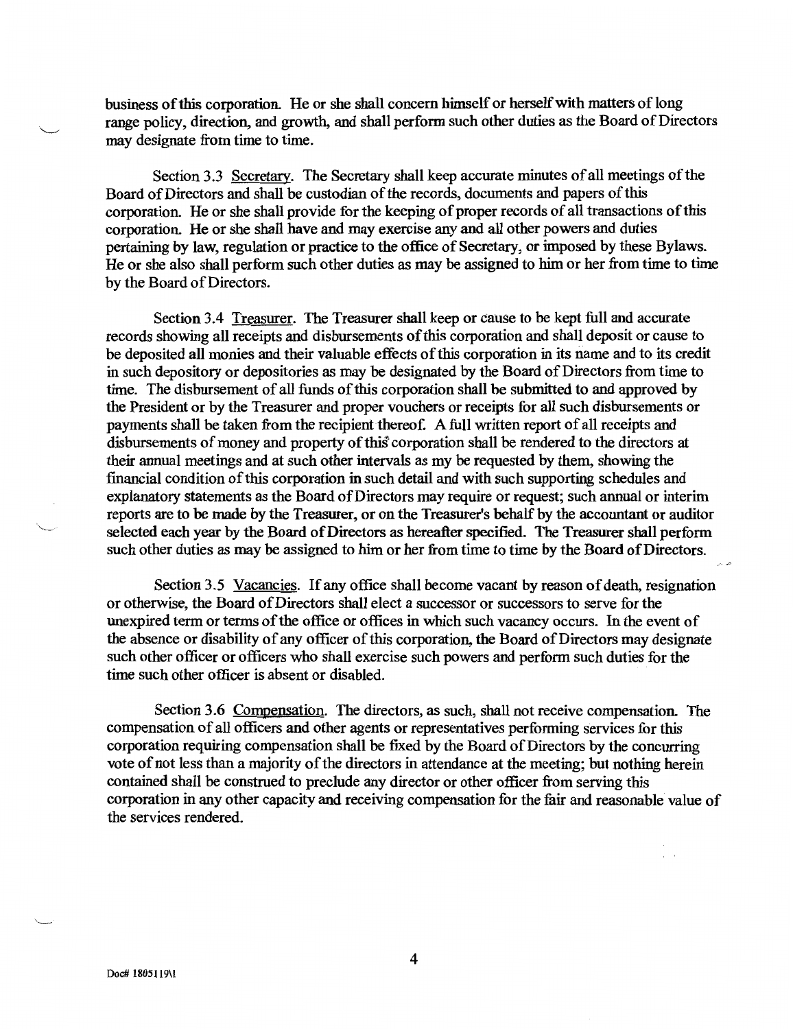business of this corporation. He or she shall concern himself or herself with matters of long range policy, direction, and growth, and shall perform such other duties as the Board of Directors may designate from time to time.

Section 3.3 Secretary. The Secretary shall keep accurate minutes of all meetings of the Board of Directors and shall be custodian of the records, documents and papers of this corporation. He or she shall provide for the keeping of proper records of all transactions of this corporation. He or she shall have and may exercise any and all other powers and duties pertaining by law, regulation or practice to the office of Secretary, or imposed by these Bylaws. He or she also shall perform such other duties as may be assigned to him or her from time to time by the Board of Directors.

Section 3.4 Treasurer. The Treasurer shall keep or cause to be kept full and accurate records showing all receipts and disbursements of this corporation and shall deposit or cause to be deposited all monies and their valuable effects of this corporation in its name and to its credit in such depository or depositories as may be designated by the Board of Directors from time to time. The disbursement of all funds of this corporation shall be submitted to and approved by the President or by the Treasurer and proper vouchers or receipts for all such disbursements or payments shall be taken from the recipient thereof. A full written report of all receipts and disbursements of money and property of this corporation shall be rendered to the directors at their annual meetings and at such other intervals as my be requested by them, showing the financial condition of this corporation in such detail and with such supporting schedules and explanatory statements as the Board of Directors may require or request; such annual or interim reports are to be made by the Treasurer, or on the Treasurer's behalf by the accountant or auditor selected each year by the Board of Directors as hereafter specified. The Treasurer shall perform such other duties as may be assigned to him or her from time to time by the Board of Directors.

Section 3.5 Vacancies. If any office shall become vacant by reason of death, resignation or otherwise, the Board of Directors shall elect a successor or successors to serve for the unexpired term or terms of the office or offices in which such vacancy occurs. In the event of the absence or disability of any officer of this corporation, the Board of Directors may designate such other officer or officers who shall exercise such powers and perform such duties for the time such other officer is absent or disabled.

Section 3.6 Compensation. The directors, as such, shall not receive compensation. The compensation of all officers and other agents or representatives performing services for this corporation requiring compensation shall be fixed by the Board of Directors by the concurring vote of not less than a majority of the directors in attendance at the meeting; but nothing herein contained shall be construed to preclude any director or other officer from serving this corporation in any other capacity and receiving compensation for the fair and reasonable value of the services rendered.

Doc# 1805119\1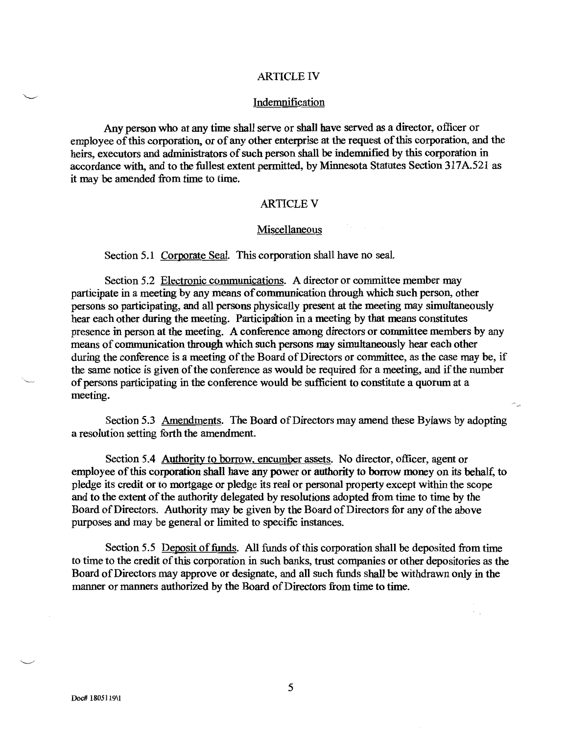## ARTICLE IV

### Indemnification

Any person who at any time shall serve or shall have served as a director, officer or employee of this corporation, or of any other enterprise at the request of this corporation, and the heirs, executors and administrators of such person shall be indemnified by this corporation in accordance with, and to the fullest extent permitted, by Minnesota Statutes Section 317A.521 as it may be amended from time to time.

## ARTICLE V

### Miscellaneous

Section 5.1 Corporate Seal. This corporation shall have no seal.

Section 5.2 Electronic communications. A director or committee member may participate in a meeting by any means of communication through which such person, other persons so participating, and all persons physically present at the meeting may simultaneously hear each other during the meeting. Participation in a meeting by that means constitutes presence in person at the meeting. A conference among directors or committee members by any means of communication through which such persons may simultaneously hear each other during the conference is a meeting of the Board of Directors or committee, as the case may be, if the same notice is given of the conference as would be required for a meeting, and if the number of persons participating in the conference would be sufficient to constitute a quorum at a meeting.

Section 5.3 Amendments. The Board of Directors may amend these Bylaws by adopting a resolution setting forth the amendment.

Section 5.4 Authority to borrow, encumber assets. No director, officer, agent or employee of this corporation shall have any power or authority to borrow money on its behalf, to pledge its credit or to mortgage or pledge its real or personal property except within the scope and to the extent of the authority delegated by resolutions adopted from time to time by the Board of Directors. Authority may be given by the Board of Directors for any of the above purposes and may be general or limited to specific instances.

Section 5.5 Deposit of funds. All funds of this corporation shall be deposited from time to time to the credit of this corporation in such banks, trust companies or other depositories as the Board of Directors may approve or designate, and all such funds shall be withdrawn only in the manner or manners authorized by the Board of Directors from time to time.

Doc# 1805119\1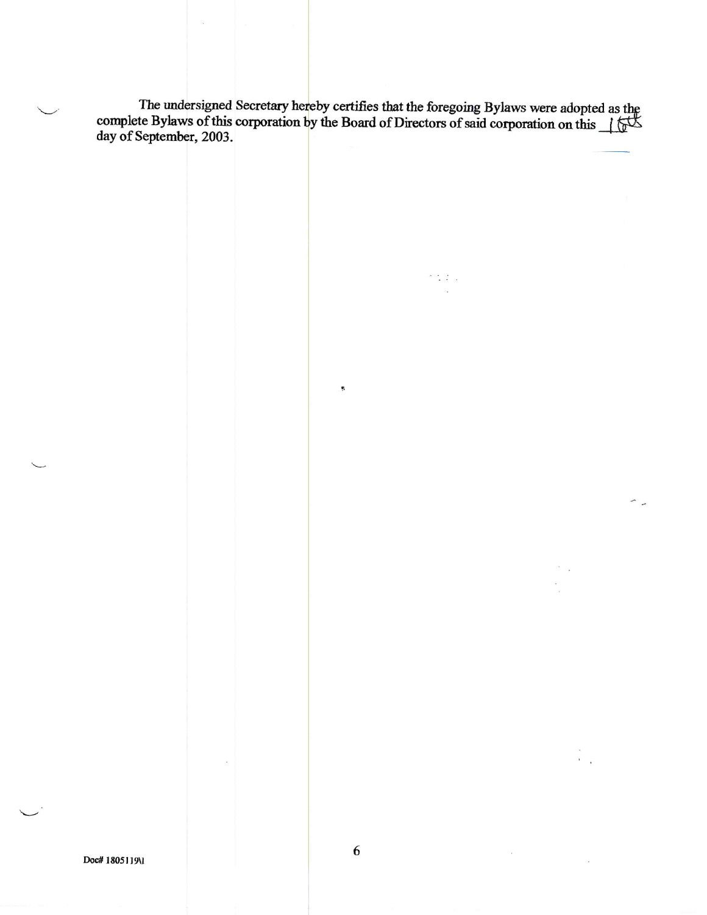The undersigned Secretary hereby certifies that the foregoing Bylaws were adopted as the complete Bylaws of this corporation by the Board of Directors of said corporation on this 16th day of September, 2003.

Doc# 1805119\1